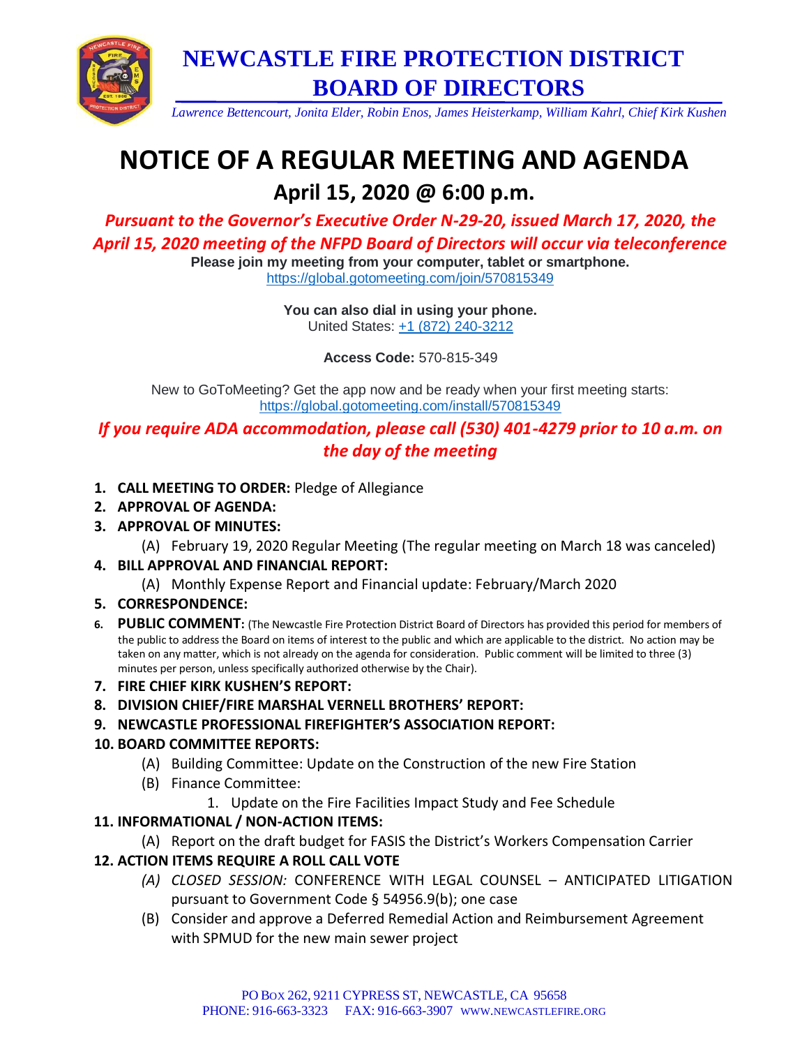# NEWCASTLE FIRE PROTECTION DISTRICT BOARD OF DIRECTORS

*Lawrence Bettencourt, Jonita Elder, Robin Enos, James Heisterkamp, William Kahrl, Chief Kirk Kushen*

# NOTICE OF A REGULAR MEETING AND AGENDA

## April 15, 2020 @ 6:00 p.m.

***Pursuant to the Governor's Executive Order N-29-20, issued March 17, 2020, the April 15, 2020 meeting of the NFPD Board of Directors will occur via teleconference***

**Please join my meeting from your computer, tablet or smartphone.**
https://global.gotomeeting.com/join/570815349

**You can also dial in using your phone.**
United States: +1 (872) 240-3212

**Access Code:** 570-815-349

New to GoToMeeting? Get the app now and be ready when your first meeting starts:
https://global.gotomeeting.com/install/570815349

***If you require ADA accommodation, please call (530) 401-4279 prior to 10 a.m. on the day of the meeting***

1. **CALL MEETING TO ORDER:** Pledge of Allegiance
2. **APPROVAL OF AGENDA:**
3. **APPROVAL OF MINUTES:**
   (A) February 19, 2020 Regular Meeting (The regular meeting on March 18 was canceled)
4. **BILL APPROVAL AND FINANCIAL REPORT:**
   (A) Monthly Expense Report and Financial update: February/March 2020
5. **CORRESPONDENCE:**
6. **PUBLIC COMMENT:** (The Newcastle Fire Protection District Board of Directors has provided this period for members of the public to address the Board on items of interest to the public and which are applicable to the district. No action may be taken on any matter, which is not already on the agenda for consideration. Public comment will be limited to three (3) minutes per person, unless specifically authorized otherwise by the Chair).
7. **FIRE CHIEF KIRK KUSHEN'S REPORT:**
8. **DIVISION CHIEF/FIRE MARSHAL VERNELL BROTHERS' REPORT:**
9. **NEWCASTLE PROFESSIONAL FIREFIGHTER'S ASSOCIATION REPORT:**
10. **BOARD COMMITTEE REPORTS:**
    (A) Building Committee: Update on the Construction of the new Fire Station
    (B) Finance Committee:
        1. Update on the Fire Facilities Impact Study and Fee Schedule
11. **INFORMATIONAL / NON-ACTION ITEMS:**
    (A) Report on the draft budget for FASIS the District's Workers Compensation Carrier
12. **ACTION ITEMS REQUIRE A ROLL CALL VOTE**
    *(A) CLOSED SESSION:* CONFERENCE WITH LEGAL COUNSEL – ANTICIPATED LITIGATION pursuant to Government Code § 54956.9(b); one case
    (B) Consider and approve a Deferred Remedial Action and Reimbursement Agreement with SPMUD for the new main sewer project

PO BOX 262, 9211 CYPRESS ST, NEWCASTLE, CA 95658
PHONE: 916-663-3323 FAX: 916-663-3907 WWW.NEWCASTLEFIRE.ORG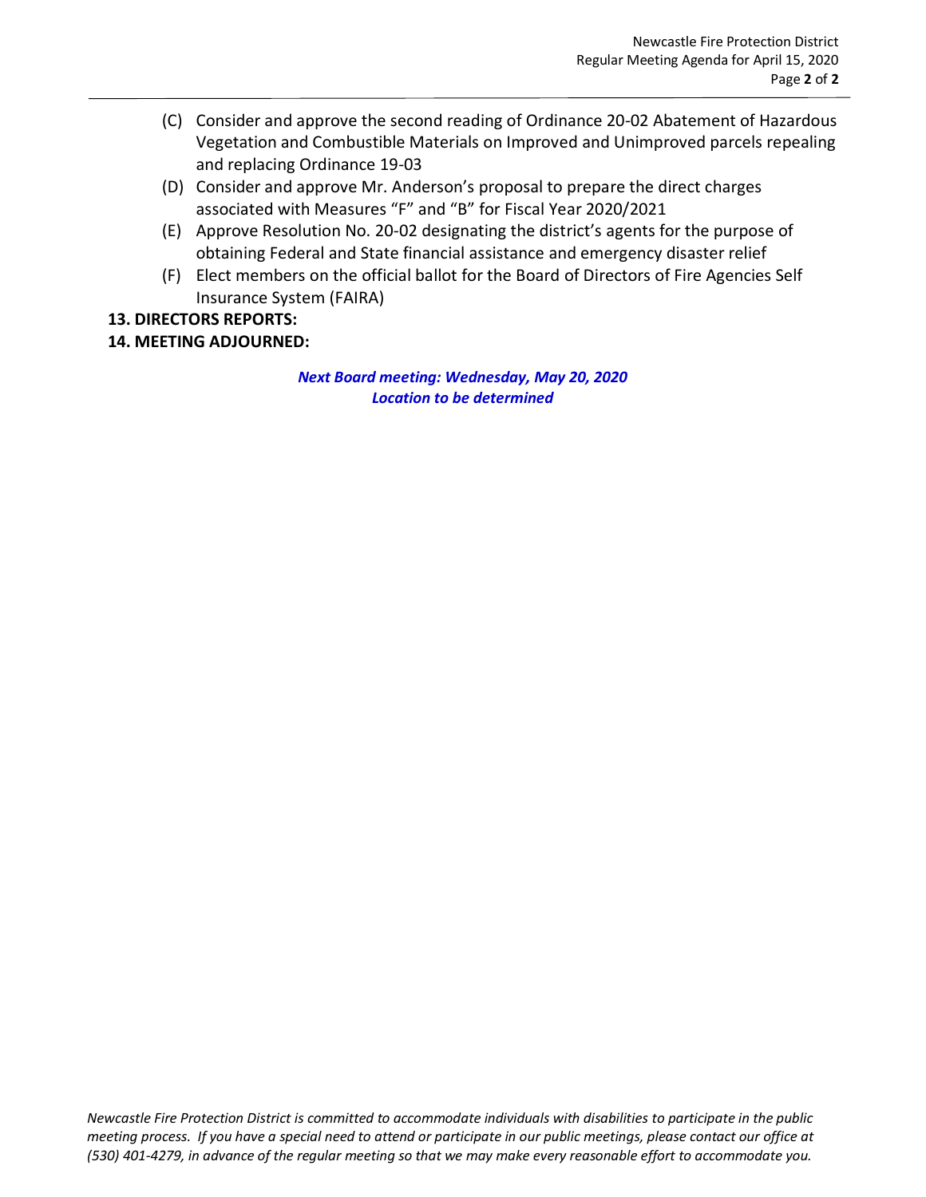(C) Consider and approve the second reading of Ordinance 20-02 Abatement of Hazardous Vegetation and Combustible Materials on Improved and Unimproved parcels repealing and replacing Ordinance 19-03

(D) Consider and approve Mr. Anderson's proposal to prepare the direct charges associated with Measures "F" and "B" for Fiscal Year 2020/2021

(E) Approve Resolution No. 20-02 designating the district's agents for the purpose of obtaining Federal and State financial assistance and emergency disaster relief

(F) Elect members on the official ballot for the Board of Directors of Fire Agencies Self Insurance System (FAIRA)

**13. DIRECTORS REPORTS:**

**14. MEETING ADJOURNED:**

***Next Board meeting: Wednesday, May 20, 2020***
***Location to be determined***

*Newcastle Fire Protection District is committed to accommodate individuals with disabilities to participate in the public meeting process. If you have a special need to attend or participate in our public meetings, please contact our office at (530) 401-4279, in advance of the regular meeting so that we may make every reasonable effort to accommodate you.*